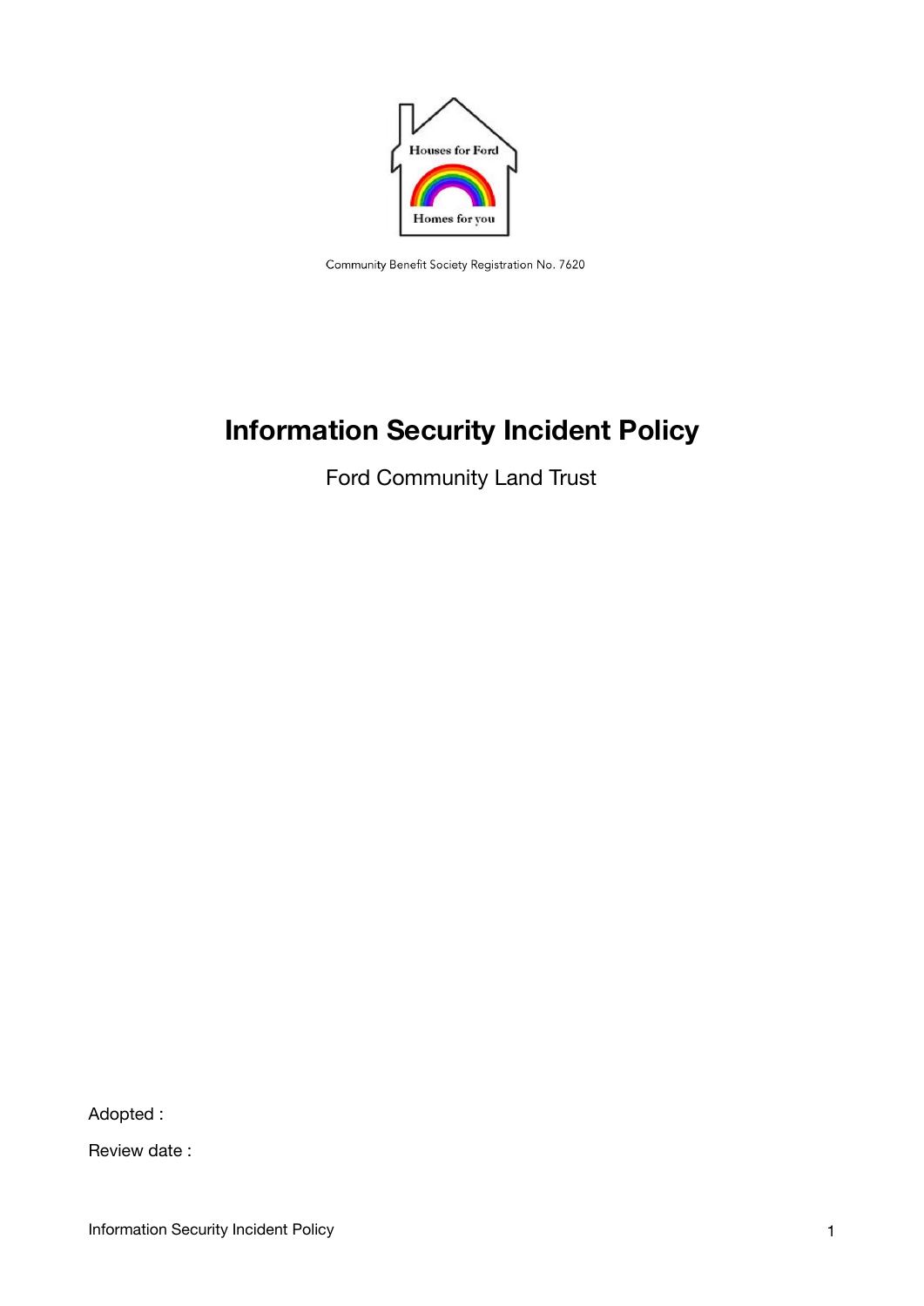Houses for Ford

Homes for you

Community Benefit Society Registration No. 7620

# Information Security Incident Policy

Ford Community Land Trust

Adopted :

Review date :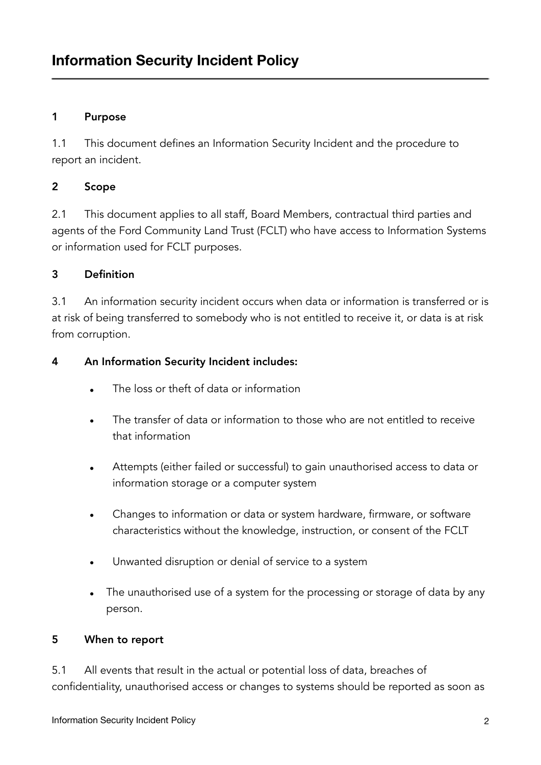# Information Security Incident Policy

## 1 Purpose

1.1 This document defines an Information Security Incident and the procedure to report an incident.

## 2 Scope

2.1 This document applies to all staff, Board Members, contractual third parties and agents of the Ford Community Land Trust (FCLT) who have access to Information Systems or information used for FCLT purposes.

## 3 Definition

3.1 An information security incident occurs when data or information is transferred or is at risk of being transferred to somebody who is not entitled to receive it, or data is at risk from corruption.

## 4 An Information Security Incident includes:

- The loss or theft of data or information
- The transfer of data or information to those who are not entitled to receive that information
- Attempts (either failed or successful) to gain unauthorised access to data or information storage or a computer system
- Changes to information or data or system hardware, firmware, or software characteristics without the knowledge, instruction, or consent of the FCLT
- Unwanted disruption or denial of service to a system
- The unauthorised use of a system for the processing or storage of data by any person.

## 5 When to report

5.1 All events that result in the actual or potential loss of data, breaches of confidentiality, unauthorised access or changes to systems should be reported as soon as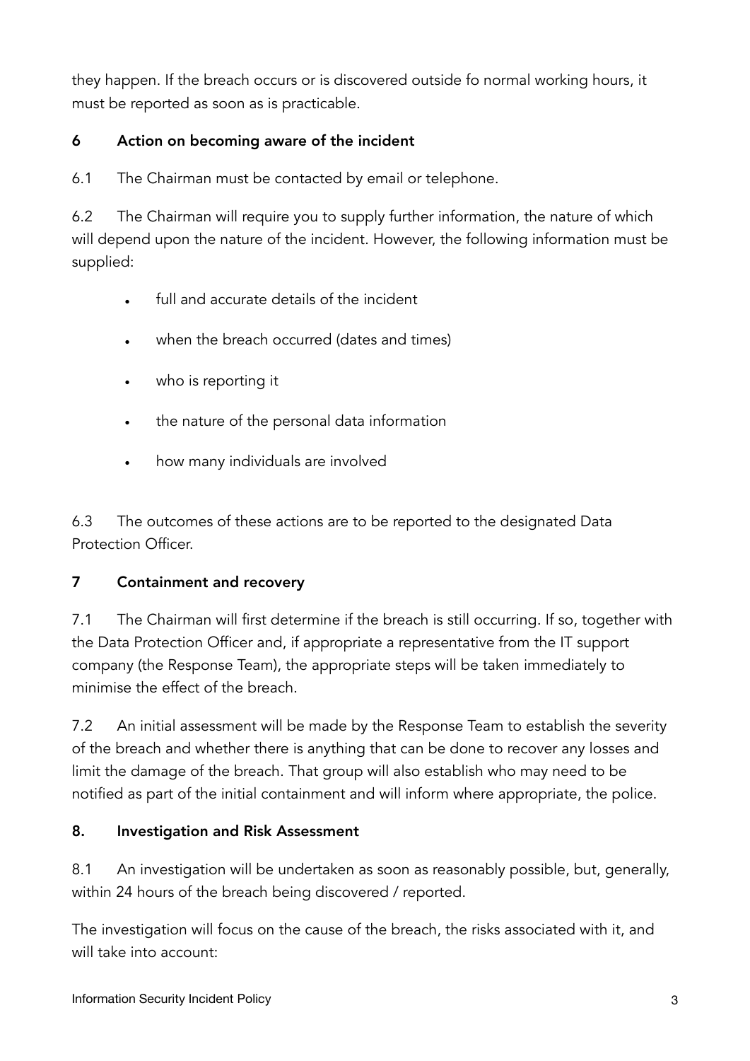they happen. If the breach occurs or is discovered outside fo normal working hours, it must be reported as soon as is practicable.

## 6 Action on becoming aware of the incident

6.1 The Chairman must be contacted by email or telephone.

6.2 The Chairman will require you to supply further information, the nature of which will depend upon the nature of the incident. However, the following information must be supplied:

- full and accurate details of the incident
- when the breach occurred (dates and times)
- who is reporting it
- the nature of the personal data information
- how many individuals are involved

6.3 The outcomes of these actions are to be reported to the designated Data Protection Officer.

## 7 Containment and recovery

7.1 The Chairman will first determine if the breach is still occurring. If so, together with the Data Protection Officer and, if appropriate a representative from the IT support company (the Response Team), the appropriate steps will be taken immediately to minimise the effect of the breach.

7.2 An initial assessment will be made by the Response Team to establish the severity of the breach and whether there is anything that can be done to recover any losses and limit the damage of the breach. That group will also establish who may need to be notified as part of the initial containment and will inform where appropriate, the police.

## 8. Investigation and Risk Assessment

8.1 An investigation will be undertaken as soon as reasonably possible, but, generally, within 24 hours of the breach being discovered / reported.

The investigation will focus on the cause of the breach, the risks associated with it, and will take into account: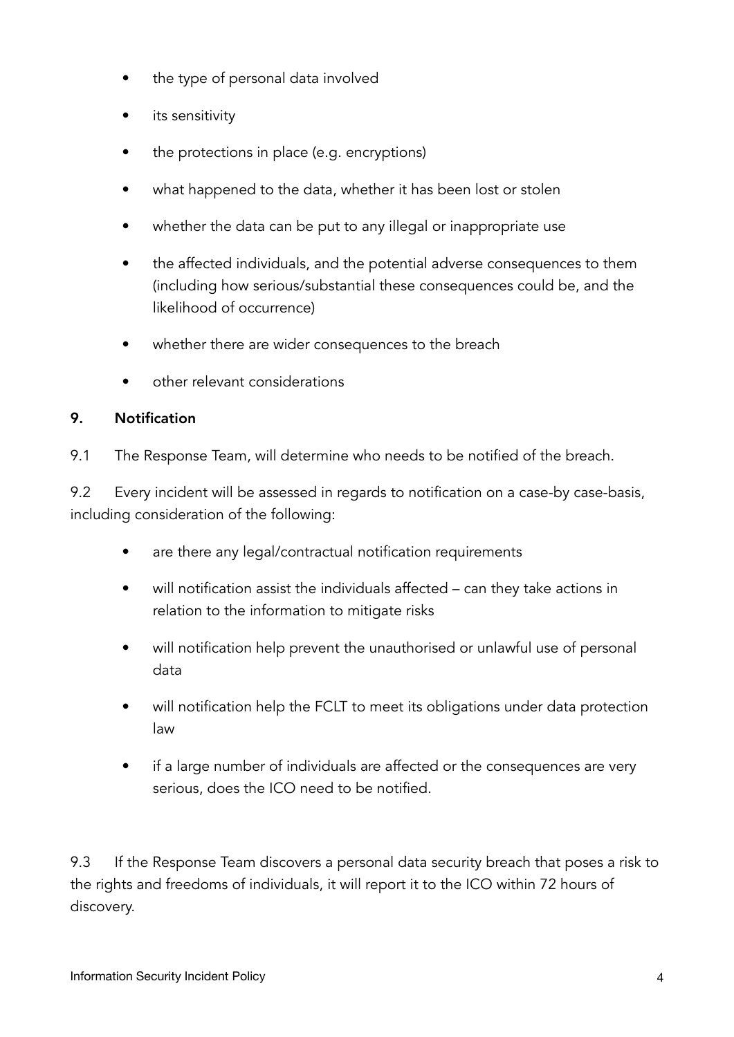- the type of personal data involved
- its sensitivity
- the protections in place (e.g. encryptions)
- what happened to the data, whether it has been lost or stolen
- whether the data can be put to any illegal or inappropriate use
- the affected individuals, and the potential adverse consequences to them (including how serious/substantial these consequences could be, and the likelihood of occurrence)
- whether there are wider consequences to the breach
- other relevant considerations

## 9. Notification

9.1 The Response Team, will determine who needs to be notified of the breach.

9.2 Every incident will be assessed in regards to notification on a case-by case-basis, including consideration of the following:

- are there any legal/contractual notification requirements
- will notification assist the individuals affected – can they take actions in relation to the information to mitigate risks
- will notification help prevent the unauthorised or unlawful use of personal data
- will notification help the FCLT to meet its obligations under data protection law
- if a large number of individuals are affected or the consequences are very serious, does the ICO need to be notified.

9.3 If the Response Team discovers a personal data security breach that poses a risk to the rights and freedoms of individuals, it will report it to the ICO within 72 hours of discovery.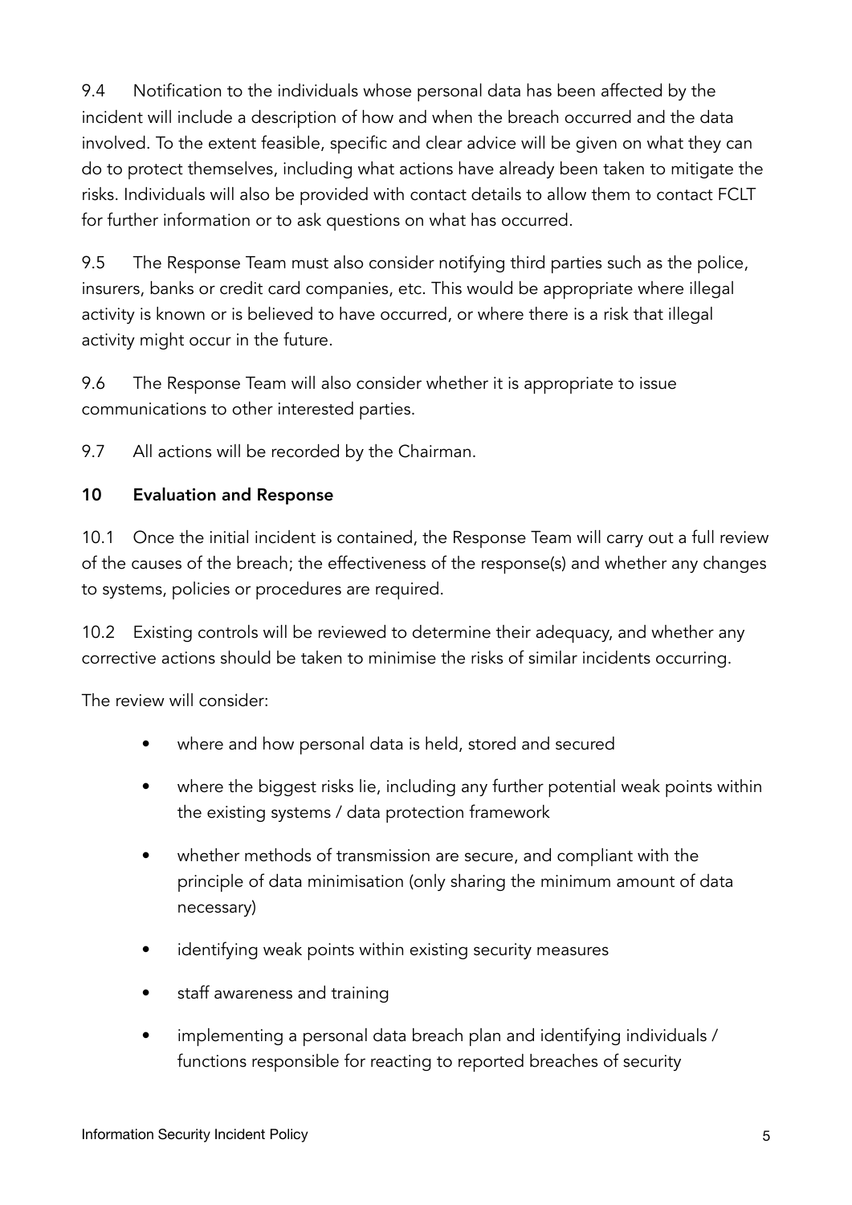9.4 Notification to the individuals whose personal data has been affected by the incident will include a description of how and when the breach occurred and the data involved. To the extent feasible, specific and clear advice will be given on what they can do to protect themselves, including what actions have already been taken to mitigate the risks. Individuals will also be provided with contact details to allow them to contact FCLT for further information or to ask questions on what has occurred.

9.5 The Response Team must also consider notifying third parties such as the police, insurers, banks or credit card companies, etc. This would be appropriate where illegal activity is known or is believed to have occurred, or where there is a risk that illegal activity might occur in the future.

9.6 The Response Team will also consider whether it is appropriate to issue communications to other interested parties.

9.7 All actions will be recorded by the Chairman.

## 10 Evaluation and Response

10.1 Once the initial incident is contained, the Response Team will carry out a full review of the causes of the breach; the effectiveness of the response(s) and whether any changes to systems, policies or procedures are required.

10.2 Existing controls will be reviewed to determine their adequacy, and whether any corrective actions should be taken to minimise the risks of similar incidents occurring.

The review will consider:

- where and how personal data is held, stored and secured
- where the biggest risks lie, including any further potential weak points within the existing systems / data protection framework
- whether methods of transmission are secure, and compliant with the principle of data minimisation (only sharing the minimum amount of data necessary)
- identifying weak points within existing security measures
- staff awareness and training
- implementing a personal data breach plan and identifying individuals / functions responsible for reacting to reported breaches of security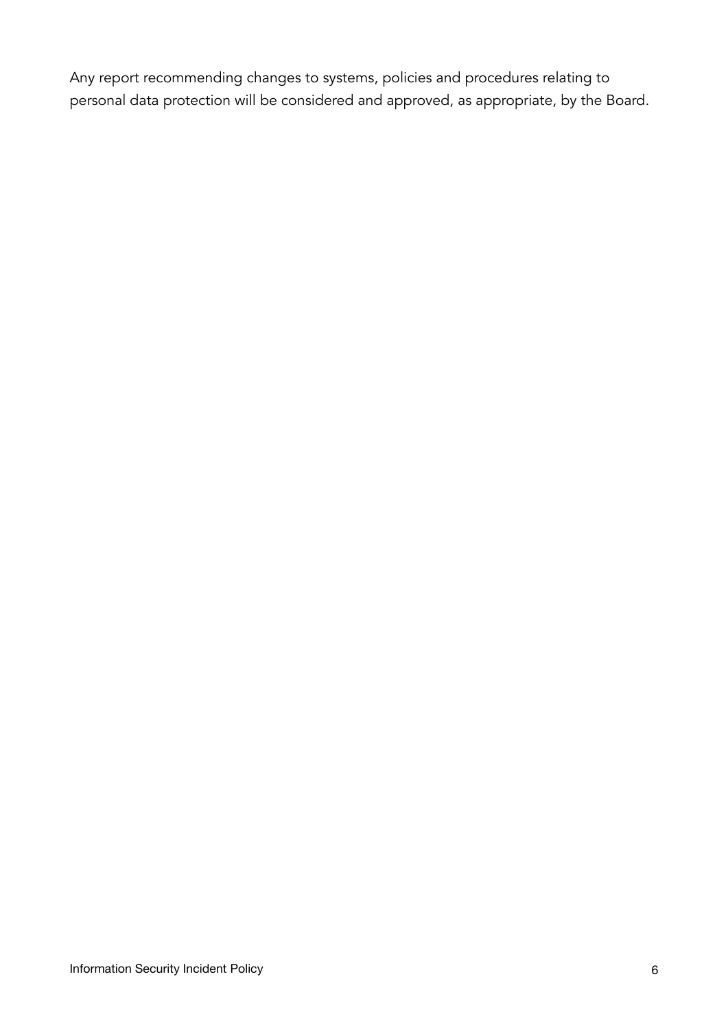Any report recommending changes to systems, policies and procedures relating to personal data protection will be considered and approved, as appropriate, by the Board.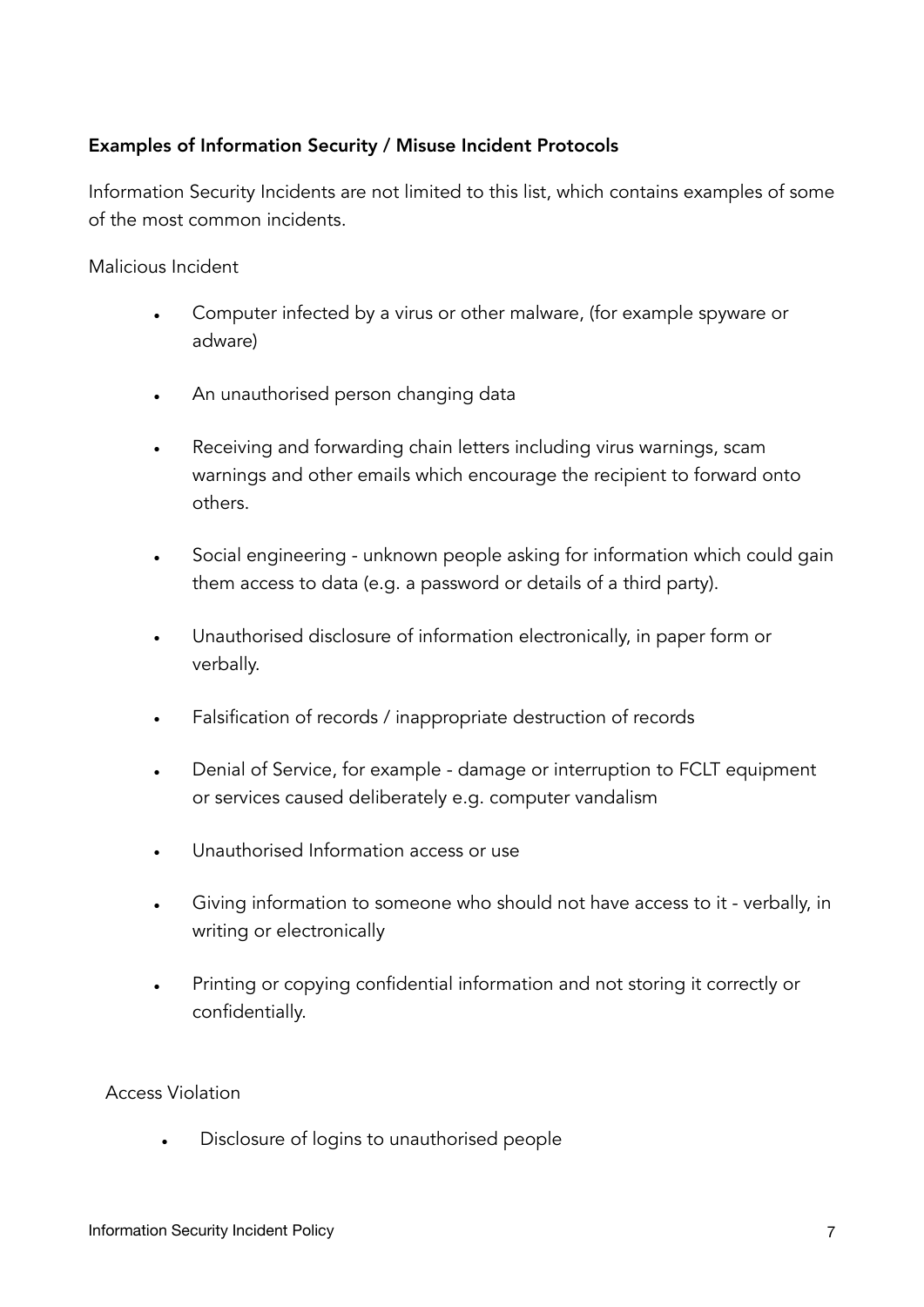**Examples of Information Security / Misuse Incident Protocols**

Information Security Incidents are not limited to this list, which contains examples of some of the most common incidents.

Malicious Incident

- Computer infected by a virus or other malware, (for example spyware or adware)
- An unauthorised person changing data
- Receiving and forwarding chain letters including virus warnings, scam warnings and other emails which encourage the recipient to forward onto others.
- Social engineering - unknown people asking for information which could gain them access to data (e.g. a password or details of a third party).
- Unauthorised disclosure of information electronically, in paper form or verbally.
- Falsification of records / inappropriate destruction of records
- Denial of Service, for example - damage or interruption to FCLT equipment or services caused deliberately e.g. computer vandalism
- Unauthorised Information access or use
- Giving information to someone who should not have access to it - verbally, in writing or electronically
- Printing or copying confidential information and not storing it correctly or confidentially.

Access Violation

- Disclosure of logins to unauthorised people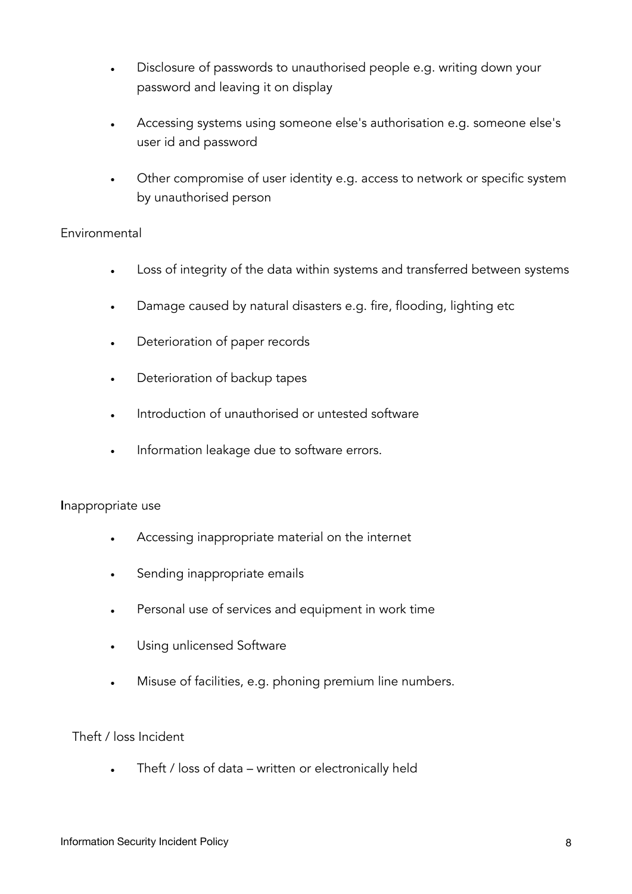- Disclosure of passwords to unauthorised people e.g. writing down your password and leaving it on display
- Accessing systems using someone else's authorisation e.g. someone else's user id and password
- Other compromise of user identity e.g. access to network or specific system by unauthorised person

Environmental

- Loss of integrity of the data within systems and transferred between systems
- Damage caused by natural disasters e.g. fire, flooding, lighting etc
- Deterioration of paper records
- Deterioration of backup tapes
- Introduction of unauthorised or untested software
- Information leakage due to software errors.

Inappropriate use

- Accessing inappropriate material on the internet
- Sending inappropriate emails
- Personal use of services and equipment in work time
- Using unlicensed Software
- Misuse of facilities, e.g. phoning premium line numbers.

Theft / loss Incident

- Theft / loss of data – written or electronically held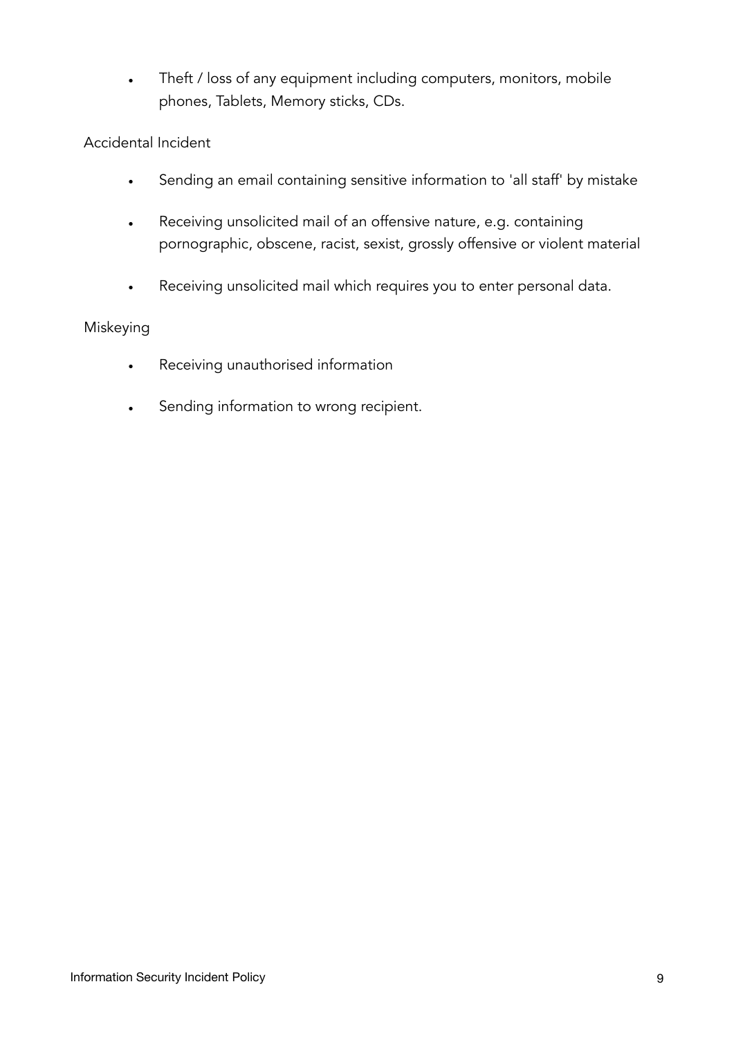- Theft / loss of any equipment including computers, monitors, mobile phones, Tablets, Memory sticks, CDs.

Accidental Incident

- Sending an email containing sensitive information to 'all staff' by mistake
- Receiving unsolicited mail of an offensive nature, e.g. containing pornographic, obscene, racist, sexist, grossly offensive or violent material
- Receiving unsolicited mail which requires you to enter personal data.

Miskeying

- Receiving unauthorised information
- Sending information to wrong recipient.